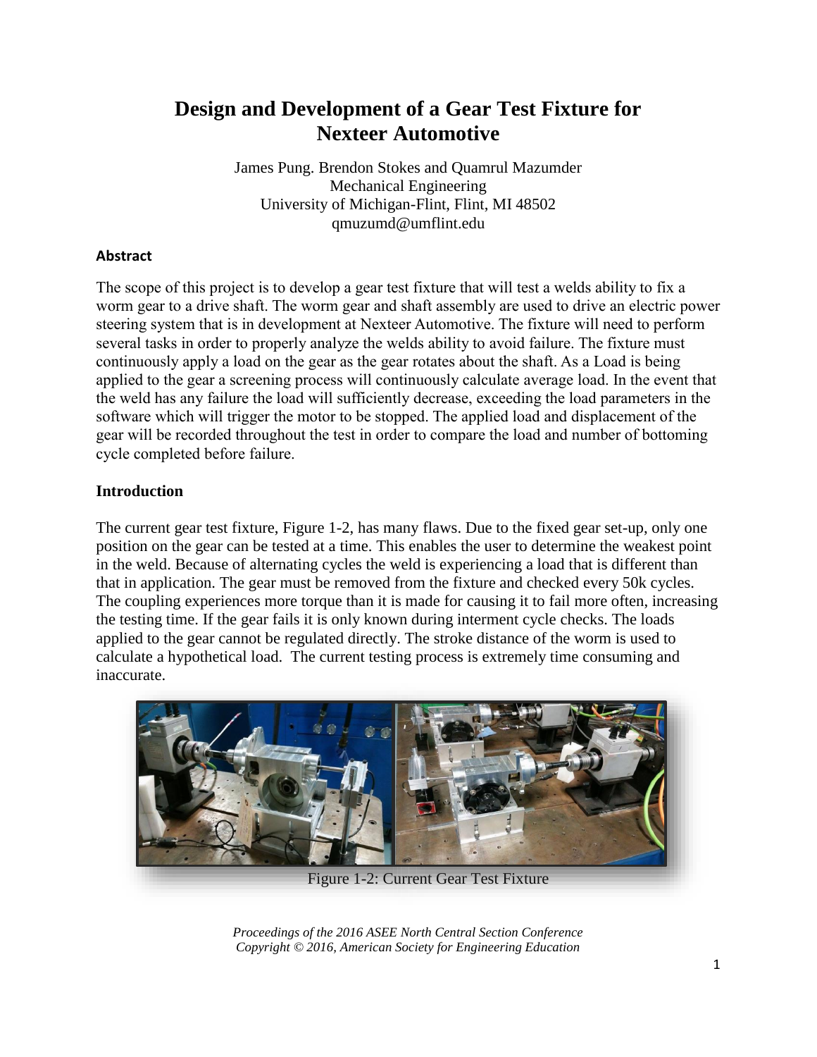# Design and Development of a Gear Test Fixture for Nexteer Automotive

James Pung. Brendon Stokes and Quamrul Mazumder
Mechanical Engineering
University of Michigan-Flint, Flint, MI 48502
qmuzumd@umflint.edu

### Abstract

The scope of this project is to develop a gear test fixture that will test a welds ability to fix a worm gear to a drive shaft. The worm gear and shaft assembly are used to drive an electric power steering system that is in development at Nexteer Automotive. The fixture will need to perform several tasks in order to properly analyze the welds ability to avoid failure. The fixture must continuously apply a load on the gear as the gear rotates about the shaft. As a Load is being applied to the gear a screening process will continuously calculate average load. In the event that the weld has any failure the load will sufficiently decrease, exceeding the load parameters in the software which will trigger the motor to be stopped. The applied load and displacement of the gear will be recorded throughout the test in order to compare the load and number of bottoming cycle completed before failure.

### Introduction

The current gear test fixture, Figure 1-2, has many flaws. Due to the fixed gear set-up, only one position on the gear can be tested at a time. This enables the user to determine the weakest point in the weld. Because of alternating cycles the weld is experiencing a load that is different than that in application. The gear must be removed from the fixture and checked every 50k cycles. The coupling experiences more torque than it is made for causing it to fail more often, increasing the testing time. If the gear fails it is only known during interment cycle checks. The loads applied to the gear cannot be regulated directly. The stroke distance of the worm is used to calculate a hypothetical load. The current testing process is extremely time consuming and inaccurate.

Figure 1-2: Current Gear Test Fixture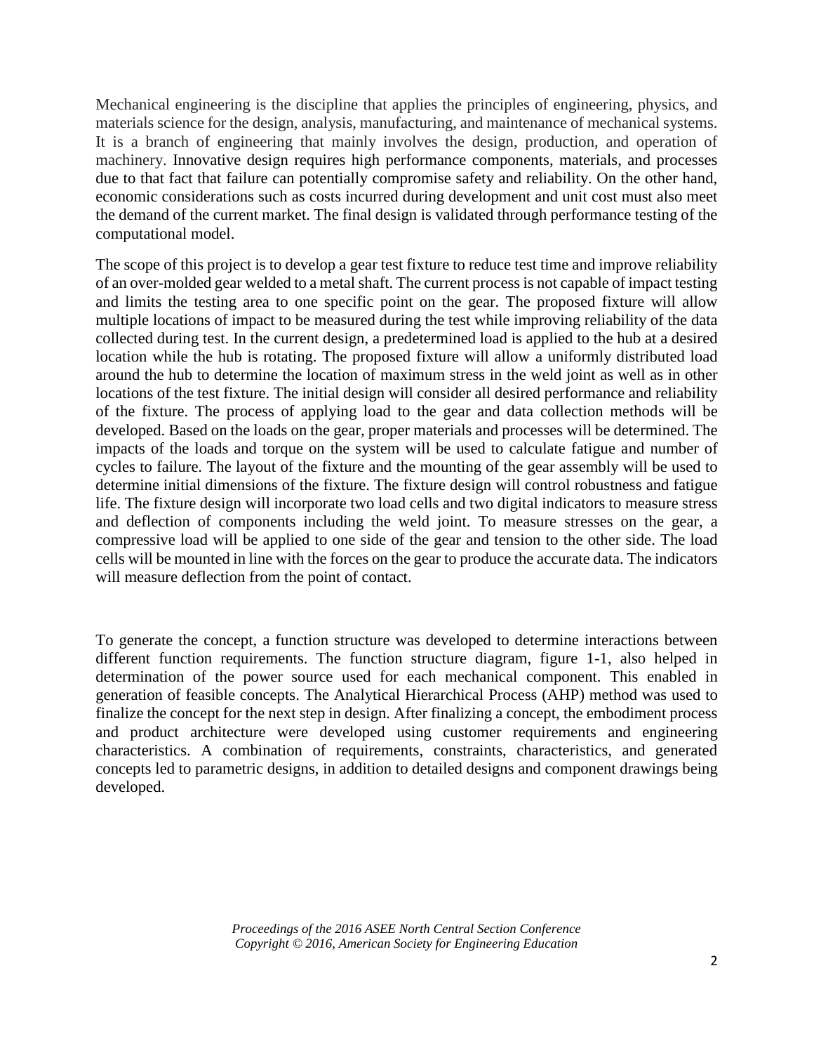Mechanical engineering is the discipline that applies the principles of engineering, physics, and materials science for the design, analysis, manufacturing, and maintenance of mechanical systems. It is a branch of engineering that mainly involves the design, production, and operation of machinery. Innovative design requires high performance components, materials, and processes due to that fact that failure can potentially compromise safety and reliability. On the other hand, economic considerations such as costs incurred during development and unit cost must also meet the demand of the current market. The final design is validated through performance testing of the computational model.

The scope of this project is to develop a gear test fixture to reduce test time and improve reliability of an over-molded gear welded to a metal shaft. The current process is not capable of impact testing and limits the testing area to one specific point on the gear. The proposed fixture will allow multiple locations of impact to be measured during the test while improving reliability of the data collected during test. In the current design, a predetermined load is applied to the hub at a desired location while the hub is rotating. The proposed fixture will allow a uniformly distributed load around the hub to determine the location of maximum stress in the weld joint as well as in other locations of the test fixture. The initial design will consider all desired performance and reliability of the fixture. The process of applying load to the gear and data collection methods will be developed. Based on the loads on the gear, proper materials and processes will be determined. The impacts of the loads and torque on the system will be used to calculate fatigue and number of cycles to failure. The layout of the fixture and the mounting of the gear assembly will be used to determine initial dimensions of the fixture. The fixture design will control robustness and fatigue life. The fixture design will incorporate two load cells and two digital indicators to measure stress and deflection of components including the weld joint. To measure stresses on the gear, a compressive load will be applied to one side of the gear and tension to the other side. The load cells will be mounted in line with the forces on the gear to produce the accurate data. The indicators will measure deflection from the point of contact.

To generate the concept, a function structure was developed to determine interactions between different function requirements. The function structure diagram, figure 1-1, also helped in determination of the power source used for each mechanical component. This enabled in generation of feasible concepts. The Analytical Hierarchical Process (AHP) method was used to finalize the concept for the next step in design. After finalizing a concept, the embodiment process and product architecture were developed using customer requirements and engineering characteristics. A combination of requirements, constraints, characteristics, and generated concepts led to parametric designs, in addition to detailed designs and component drawings being developed.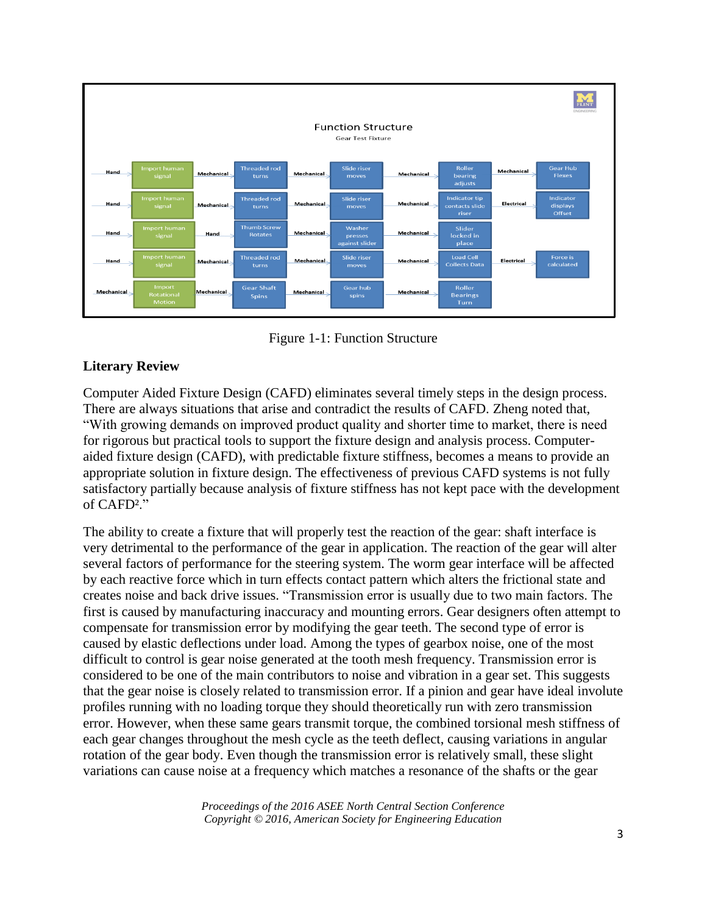Function Structure

Gear Test Fixture

| Input | Function | Flow | Function | Flow | Function | Flow | Function | Flow | Function |
|---|---|---|---|---|---|---|---|---|---|
| Hand | Import human signal | Mechanical | Threaded rod turns | Mechanical | Slide riser moves | Mechanical | Roller bearing adjusts | Mechanical | Gear Hub Flexes |
| Hand | Import human signal | Mechanical | Threaded rod turns | Mechanical | Slide riser moves | Mechanical | Indicator tip contacts slide riser | Electrical | Indicator displays Offset |
| Hand | Import human signal | Hand | Thumb Screw Rotates | Mechanical | Washer presses against slider | Mechanical | Slider locked in place | | |
| Hand | Import human signal | Mechanical | Threaded rod turns | Mechanical | Slide riser moves | Mechanical | Load Cell Collects Data | Electrical | Force is calculated |
| Mechanical | Import Rotational Motion | Mechanical | Gear Shaft Spins | Mechanical | Gear hub spins | Mechanical | Roller Bearings Turn | | |

Figure 1-1: Function Structure

## Literary Review

Computer Aided Fixture Design (CAFD) eliminates several timely steps in the design process. There are always situations that arise and contradict the results of CAFD. Zheng noted that, "With growing demands on improved product quality and shorter time to market, there is need for rigorous but practical tools to support the fixture design and analysis process. Computer-aided fixture design (CAFD), with predictable fixture stiffness, becomes a means to provide an appropriate solution in fixture design. The effectiveness of previous CAFD systems is not fully satisfactory partially because analysis of fixture stiffness has not kept pace with the development of CAFD[2]."

The ability to create a fixture that will properly test the reaction of the gear: shaft interface is very detrimental to the performance of the gear in application. The reaction of the gear will alter several factors of performance for the steering system. The worm gear interface will be affected by each reactive force which in turn effects contact pattern which alters the frictional state and creates noise and back drive issues. "Transmission error is usually due to two main factors. The first is caused by manufacturing inaccuracy and mounting errors. Gear designers often attempt to compensate for transmission error by modifying the gear teeth. The second type of error is caused by elastic deflections under load. Among the types of gearbox noise, one of the most difficult to control is gear noise generated at the tooth mesh frequency. Transmission error is considered to be one of the main contributors to noise and vibration in a gear set. This suggests that the gear noise is closely related to transmission error. If a pinion and gear have ideal involute profiles running with no loading torque they should theoretically run with zero transmission error. However, when these same gears transmit torque, the combined torsional mesh stiffness of each gear changes throughout the mesh cycle as the teeth deflect, causing variations in angular rotation of the gear body. Even though the transmission error is relatively small, these slight variations can cause noise at a frequency which matches a resonance of the shafts or the gear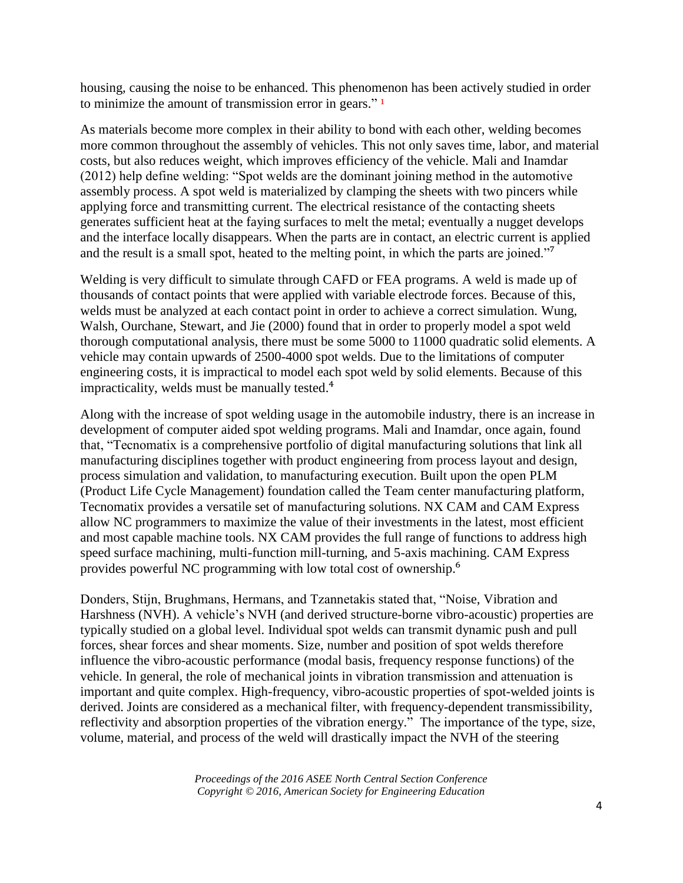housing, causing the noise to be enhanced. This phenomenon has been actively studied in order to minimize the amount of transmission error in gears." [1]

As materials become more complex in their ability to bond with each other, welding becomes more common throughout the assembly of vehicles. This not only saves time, labor, and material costs, but also reduces weight, which improves efficiency of the vehicle. Mali and Inamdar (2012) help define welding: "Spot welds are the dominant joining method in the automotive assembly process. A spot weld is materialized by clamping the sheets with two pincers while applying force and transmitting current. The electrical resistance of the contacting sheets generates sufficient heat at the faying surfaces to melt the metal; eventually a nugget develops and the interface locally disappears. When the parts are in contact, an electric current is applied and the result is a small spot, heated to the melting point, in which the parts are joined."[7]

Welding is very difficult to simulate through CAFD or FEA programs. A weld is made up of thousands of contact points that were applied with variable electrode forces. Because of this, welds must be analyzed at each contact point in order to achieve a correct simulation. Wung, Walsh, Ourchane, Stewart, and Jie (2000) found that in order to properly model a spot weld thorough computational analysis, there must be some 5000 to 11000 quadratic solid elements. A vehicle may contain upwards of 2500-4000 spot welds. Due to the limitations of computer engineering costs, it is impractical to model each spot weld by solid elements. Because of this impracticality, welds must be manually tested.[4]

Along with the increase of spot welding usage in the automobile industry, there is an increase in development of computer aided spot welding programs. Mali and Inamdar, once again, found that, "Tecnomatix is a comprehensive portfolio of digital manufacturing solutions that link all manufacturing disciplines together with product engineering from process layout and design, process simulation and validation, to manufacturing execution. Built upon the open PLM (Product Life Cycle Management) foundation called the Team center manufacturing platform, Tecnomatix provides a versatile set of manufacturing solutions. NX CAM and CAM Express allow NC programmers to maximize the value of their investments in the latest, most efficient and most capable machine tools. NX CAM provides the full range of functions to address high speed surface machining, multi-function mill-turning, and 5-axis machining. CAM Express provides powerful NC programming with low total cost of ownership.[6]

Donders, Stijn, Brughmans, Hermans, and Tzannetakis stated that, "Noise, Vibration and Harshness (NVH). A vehicle's NVH (and derived structure-borne vibro-acoustic) properties are typically studied on a global level. Individual spot welds can transmit dynamic push and pull forces, shear forces and shear moments. Size, number and position of spot welds therefore influence the vibro-acoustic performance (modal basis, frequency response functions) of the vehicle. In general, the role of mechanical joints in vibration transmission and attenuation is important and quite complex. High-frequency, vibro-acoustic properties of spot-welded joints is derived. Joints are considered as a mechanical filter, with frequency-dependent transmissibility, reflectivity and absorption properties of the vibration energy." The importance of the type, size, volume, material, and process of the weld will drastically impact the NVH of the steering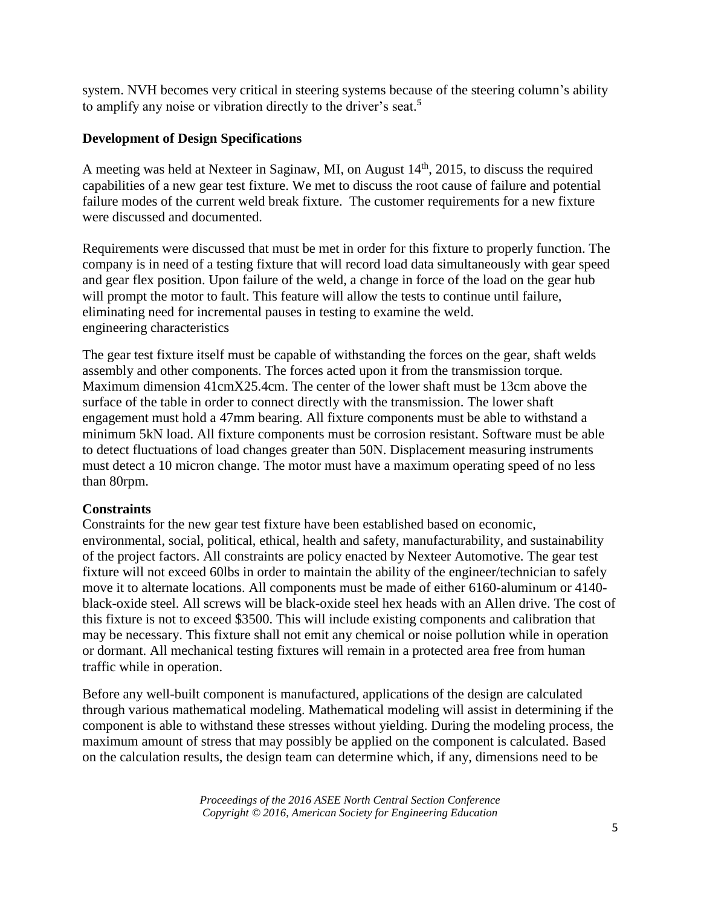system. NVH becomes very critical in steering systems because of the steering column's ability to amplify any noise or vibration directly to the driver's seat.[5]

**Development of Design Specifications**

A meeting was held at Nexteer in Saginaw, MI, on August 14th, 2015, to discuss the required capabilities of a new gear test fixture. We met to discuss the root cause of failure and potential failure modes of the current weld break fixture. The customer requirements for a new fixture were discussed and documented.

Requirements were discussed that must be met in order for this fixture to properly function. The company is in need of a testing fixture that will record load data simultaneously with gear speed and gear flex position. Upon failure of the weld, a change in force of the load on the gear hub will prompt the motor to fault. This feature will allow the tests to continue until failure, eliminating need for incremental pauses in testing to examine the weld.
engineering characteristics

The gear test fixture itself must be capable of withstanding the forces on the gear, shaft welds assembly and other components. The forces acted upon it from the transmission torque. Maximum dimension 41cmX25.4cm. The center of the lower shaft must be 13cm above the surface of the table in order to connect directly with the transmission. The lower shaft engagement must hold a 47mm bearing. All fixture components must be able to withstand a minimum 5kN load. All fixture components must be corrosion resistant. Software must be able to detect fluctuations of load changes greater than 50N. Displacement measuring instruments must detect a 10 micron change. The motor must have a maximum operating speed of no less than 80rpm.

**Constraints**

Constraints for the new gear test fixture have been established based on economic, environmental, social, political, ethical, health and safety, manufacturability, and sustainability of the project factors. All constraints are policy enacted by Nexteer Automotive. The gear test fixture will not exceed 60lbs in order to maintain the ability of the engineer/technician to safely move it to alternate locations. All components must be made of either 6160-aluminum or 4140-black-oxide steel. All screws will be black-oxide steel hex heads with an Allen drive. The cost of this fixture is not to exceed $3500. This will include existing components and calibration that may be necessary. This fixture shall not emit any chemical or noise pollution while in operation or dormant. All mechanical testing fixtures will remain in a protected area free from human traffic while in operation.

Before any well-built component is manufactured, applications of the design are calculated through various mathematical modeling. Mathematical modeling will assist in determining if the component is able to withstand these stresses without yielding. During the modeling process, the maximum amount of stress that may possibly be applied on the component is calculated. Based on the calculation results, the design team can determine which, if any, dimensions need to be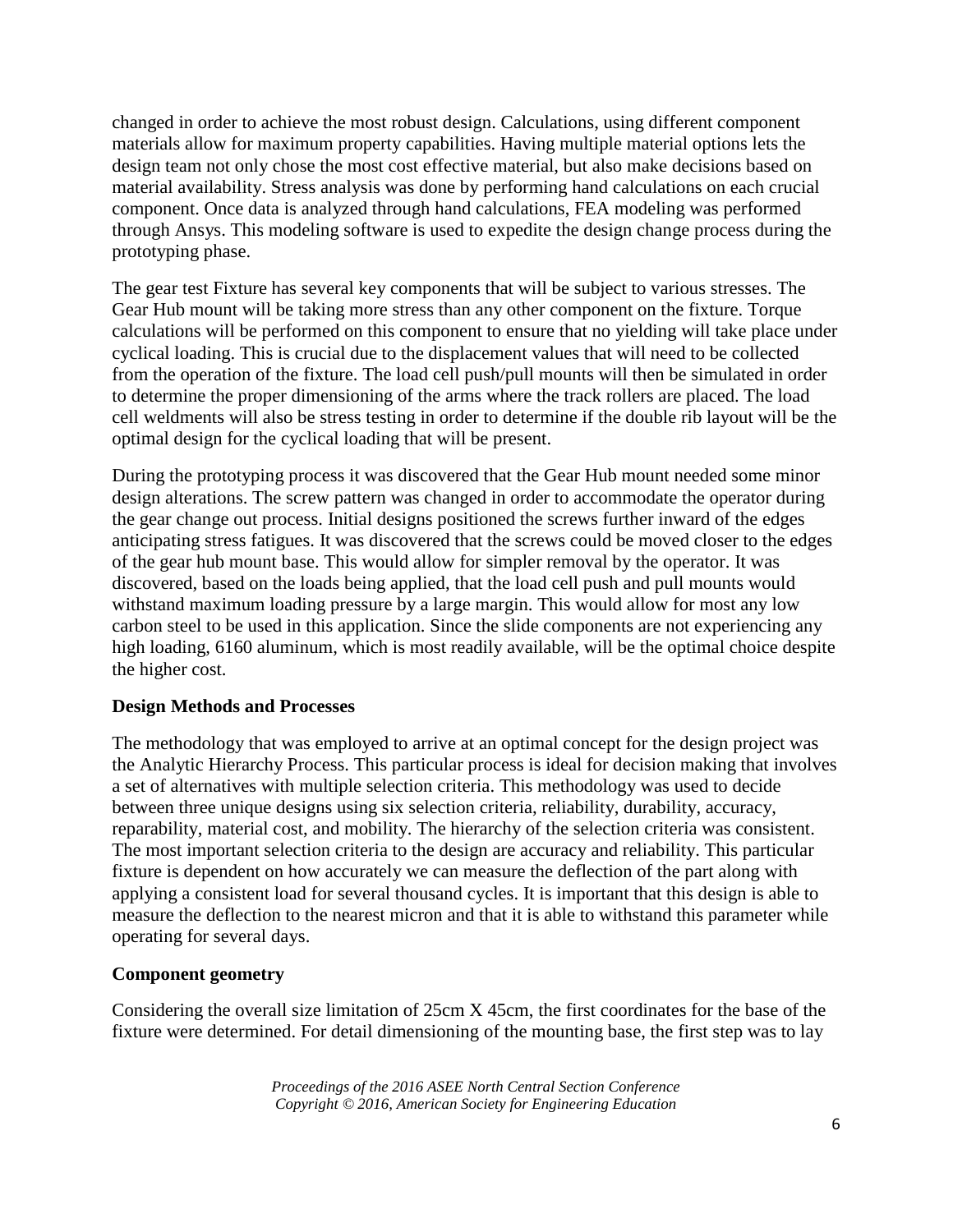changed in order to achieve the most robust design. Calculations, using different component materials allow for maximum property capabilities. Having multiple material options lets the design team not only chose the most cost effective material, but also make decisions based on material availability. Stress analysis was done by performing hand calculations on each crucial component. Once data is analyzed through hand calculations, FEA modeling was performed through Ansys. This modeling software is used to expedite the design change process during the prototyping phase.

The gear test Fixture has several key components that will be subject to various stresses. The Gear Hub mount will be taking more stress than any other component on the fixture. Torque calculations will be performed on this component to ensure that no yielding will take place under cyclical loading. This is crucial due to the displacement values that will need to be collected from the operation of the fixture. The load cell push/pull mounts will then be simulated in order to determine the proper dimensioning of the arms where the track rollers are placed. The load cell weldments will also be stress testing in order to determine if the double rib layout will be the optimal design for the cyclical loading that will be present.

During the prototyping process it was discovered that the Gear Hub mount needed some minor design alterations. The screw pattern was changed in order to accommodate the operator during the gear change out process. Initial designs positioned the screws further inward of the edges anticipating stress fatigues. It was discovered that the screws could be moved closer to the edges of the gear hub mount base. This would allow for simpler removal by the operator. It was discovered, based on the loads being applied, that the load cell push and pull mounts would withstand maximum loading pressure by a large margin. This would allow for most any low carbon steel to be used in this application. Since the slide components are not experiencing any high loading, 6160 aluminum, which is most readily available, will be the optimal choice despite the higher cost.

**Design Methods and Processes**

The methodology that was employed to arrive at an optimal concept for the design project was the Analytic Hierarchy Process. This particular process is ideal for decision making that involves a set of alternatives with multiple selection criteria. This methodology was used to decide between three unique designs using six selection criteria, reliability, durability, accuracy, reparability, material cost, and mobility. The hierarchy of the selection criteria was consistent. The most important selection criteria to the design are accuracy and reliability. This particular fixture is dependent on how accurately we can measure the deflection of the part along with applying a consistent load for several thousand cycles. It is important that this design is able to measure the deflection to the nearest micron and that it is able to withstand this parameter while operating for several days.

**Component geometry**

Considering the overall size limitation of 25cm X 45cm, the first coordinates for the base of the fixture were determined. For detail dimensioning of the mounting base, the first step was to lay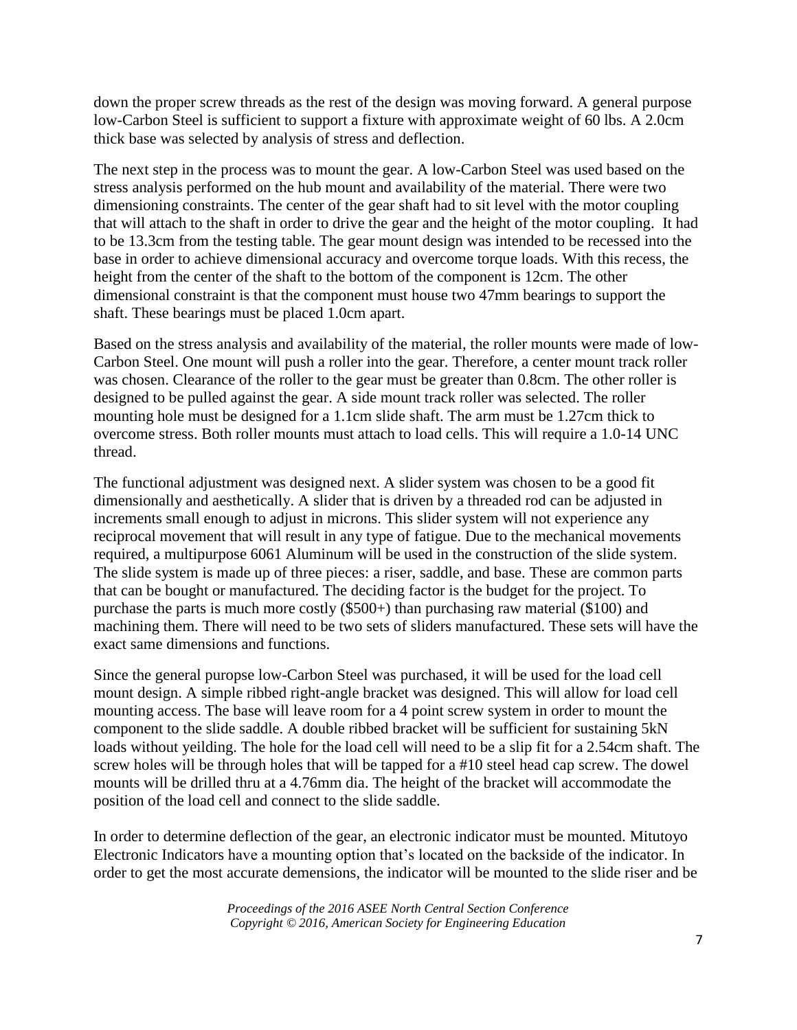down the proper screw threads as the rest of the design was moving forward. A general purpose low-Carbon Steel is sufficient to support a fixture with approximate weight of 60 lbs. A 2.0cm thick base was selected by analysis of stress and deflection.

The next step in the process was to mount the gear. A low-Carbon Steel was used based on the stress analysis performed on the hub mount and availability of the material. There were two dimensioning constraints. The center of the gear shaft had to sit level with the motor coupling that will attach to the shaft in order to drive the gear and the height of the motor coupling. It had to be 13.3cm from the testing table. The gear mount design was intended to be recessed into the base in order to achieve dimensional accuracy and overcome torque loads. With this recess, the height from the center of the shaft to the bottom of the component is 12cm. The other dimensional constraint is that the component must house two 47mm bearings to support the shaft. These bearings must be placed 1.0cm apart.

Based on the stress analysis and availability of the material, the roller mounts were made of low-Carbon Steel. One mount will push a roller into the gear. Therefore, a center mount track roller was chosen. Clearance of the roller to the gear must be greater than 0.8cm. The other roller is designed to be pulled against the gear. A side mount track roller was selected. The roller mounting hole must be designed for a 1.1cm slide shaft. The arm must be 1.27cm thick to overcome stress. Both roller mounts must attach to load cells. This will require a 1.0-14 UNC thread.

The functional adjustment was designed next. A slider system was chosen to be a good fit dimensionally and aesthetically. A slider that is driven by a threaded rod can be adjusted in increments small enough to adjust in microns. This slider system will not experience any reciprocal movement that will result in any type of fatigue. Due to the mechanical movements required, a multipurpose 6061 Aluminum will be used in the construction of the slide system. The slide system is made up of three pieces: a riser, saddle, and base. These are common parts that can be bought or manufactured. The deciding factor is the budget for the project. To purchase the parts is much more costly ($500+) than purchasing raw material ($100) and machining them. There will need to be two sets of sliders manufactured. These sets will have the exact same dimensions and functions.

Since the general puropse low-Carbon Steel was purchased, it will be used for the load cell mount design. A simple ribbed right-angle bracket was designed. This will allow for load cell mounting access. The base will leave room for a 4 point screw system in order to mount the component to the slide saddle. A double ribbed bracket will be sufficient for sustaining 5kN loads without yeilding. The hole for the load cell will need to be a slip fit for a 2.54cm shaft. The screw holes will be through holes that will be tapped for a #10 steel head cap screw. The dowel mounts will be drilled thru at a 4.76mm dia. The height of the bracket will accommodate the position of the load cell and connect to the slide saddle.

In order to determine deflection of the gear, an electronic indicator must be mounted. Mitutoyo Electronic Indicators have a mounting option that's located on the backside of the indicator. In order to get the most accurate demensions, the indicator will be mounted to the slide riser and be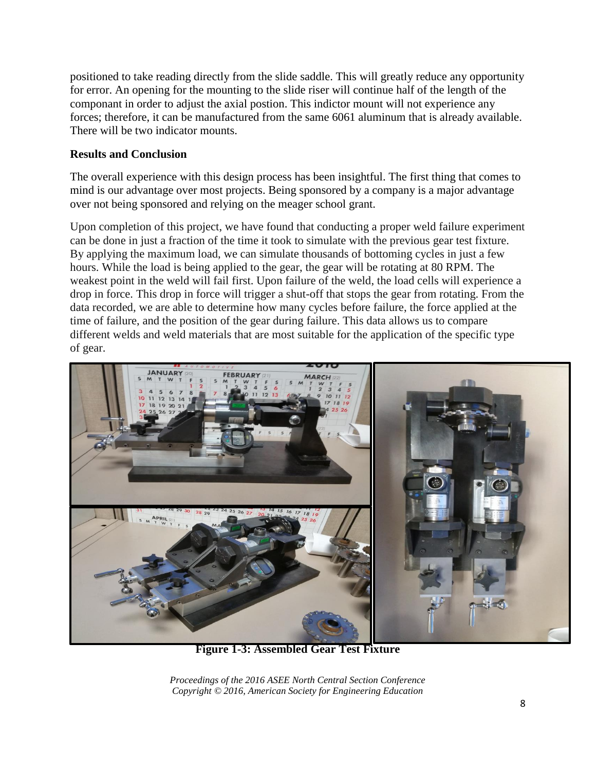positioned to take reading directly from the slide saddle. This will greatly reduce any opportunity for error. An opening for the mounting to the slide riser will continue half of the length of the componant in order to adjust the axial postion. This indictor mount will not experience any forces; therefore, it can be manufactured from the same 6061 aluminum that is already available. There will be two indicator mounts.

**Results and Conclusion**

The overall experience with this design process has been insightful. The first thing that comes to mind is our advantage over most projects. Being sponsored by a company is a major advantage over not being sponsored and relying on the meager school grant.

Upon completion of this project, we have found that conducting a proper weld failure experiment can be done in just a fraction of the time it took to simulate with the previous gear test fixture. By applying the maximum load, we can simulate thousands of bottoming cycles in just a few hours. While the load is being applied to the gear, the gear will be rotating at 80 RPM. The weakest point in the weld will fail first. Upon failure of the weld, the load cells will experience a drop in force. This drop in force will trigger a shut-off that stops the gear from rotating. From the data recorded, we are able to determine how many cycles before failure, the force applied at the time of failure, and the position of the gear during failure. This data allows us to compare different welds and weld materials that are most suitable for the application of the specific type of gear.

**Figure 1-3: Assembled Gear Test Fixture**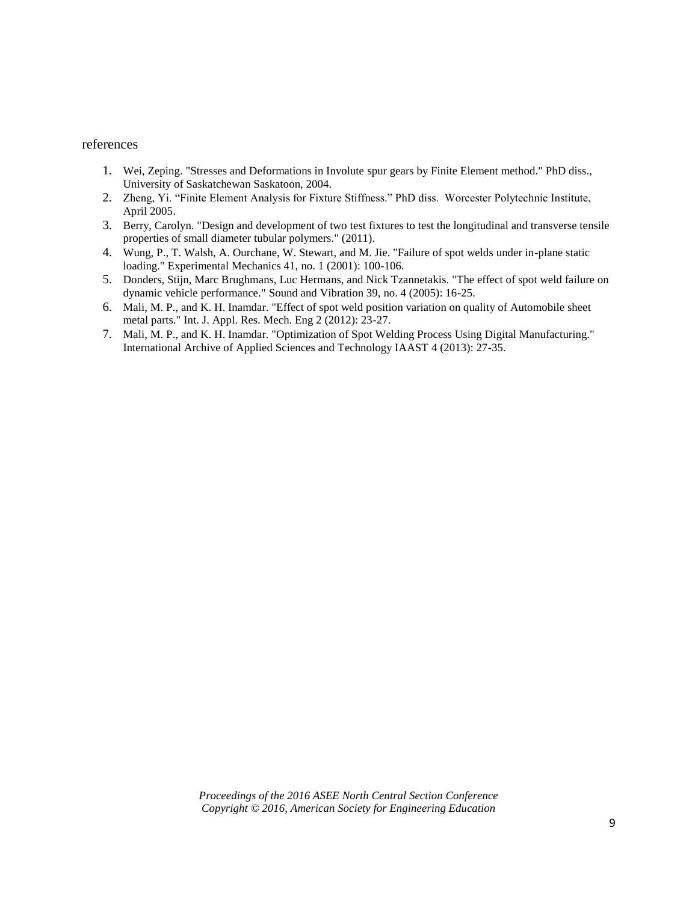## references

1. Wei, Zeping. "Stresses and Deformations in Involute spur gears by Finite Element method." PhD diss., University of Saskatchewan Saskatoon, 2004.
2. Zheng, Yi. "Finite Element Analysis for Fixture Stiffness." PhD diss. Worcester Polytechnic Institute, April 2005.
3. Berry, Carolyn. "Design and development of two test fixtures to test the longitudinal and transverse tensile properties of small diameter tubular polymers." (2011).
4. Wung, P., T. Walsh, A. Ourchane, W. Stewart, and M. Jie. "Failure of spot welds under in-plane static loading." Experimental Mechanics 41, no. 1 (2001): 100-106.
5. Donders, Stijn, Marc Brughmans, Luc Hermans, and Nick Tzannetakis. "The effect of spot weld failure on dynamic vehicle performance." Sound and Vibration 39, no. 4 (2005): 16-25.
6. Mali, M. P., and K. H. Inamdar. "Effect of spot weld position variation on quality of Automobile sheet metal parts." Int. J. Appl. Res. Mech. Eng 2 (2012): 23-27.
7. Mali, M. P., and K. H. Inamdar. "Optimization of Spot Welding Process Using Digital Manufacturing." International Archive of Applied Sciences and Technology IAAST 4 (2013): 27-35.